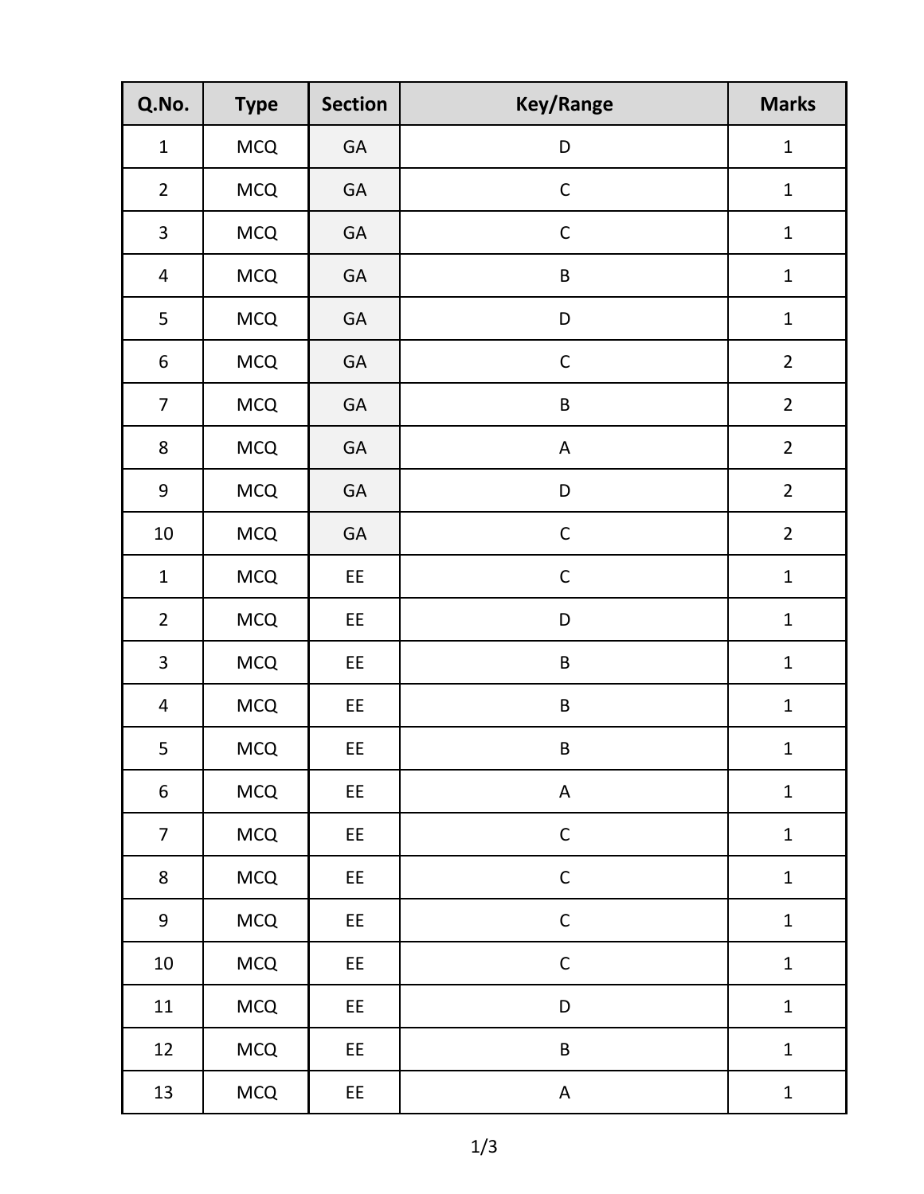| Q.No. | Type | Section | Key/Range | Marks |
|---|---|---|---|---|
| 1 | MCQ | GA | D | 1 |
| 2 | MCQ | GA | C | 1 |
| 3 | MCQ | GA | C | 1 |
| 4 | MCQ | GA | B | 1 |
| 5 | MCQ | GA | D | 1 |
| 6 | MCQ | GA | C | 2 |
| 7 | MCQ | GA | B | 2 |
| 8 | MCQ | GA | A | 2 |
| 9 | MCQ | GA | D | 2 |
| 10 | MCQ | GA | C | 2 |
| 1 | MCQ | EE | C | 1 |
| 2 | MCQ | EE | D | 1 |
| 3 | MCQ | EE | B | 1 |
| 4 | MCQ | EE | B | 1 |
| 5 | MCQ | EE | B | 1 |
| 6 | MCQ | EE | A | 1 |
| 7 | MCQ | EE | C | 1 |
| 8 | MCQ | EE | C | 1 |
| 9 | MCQ | EE | C | 1 |
| 10 | MCQ | EE | C | 1 |
| 11 | MCQ | EE | D | 1 |
| 12 | MCQ | EE | B | 1 |
| 13 | MCQ | EE | A | 1 |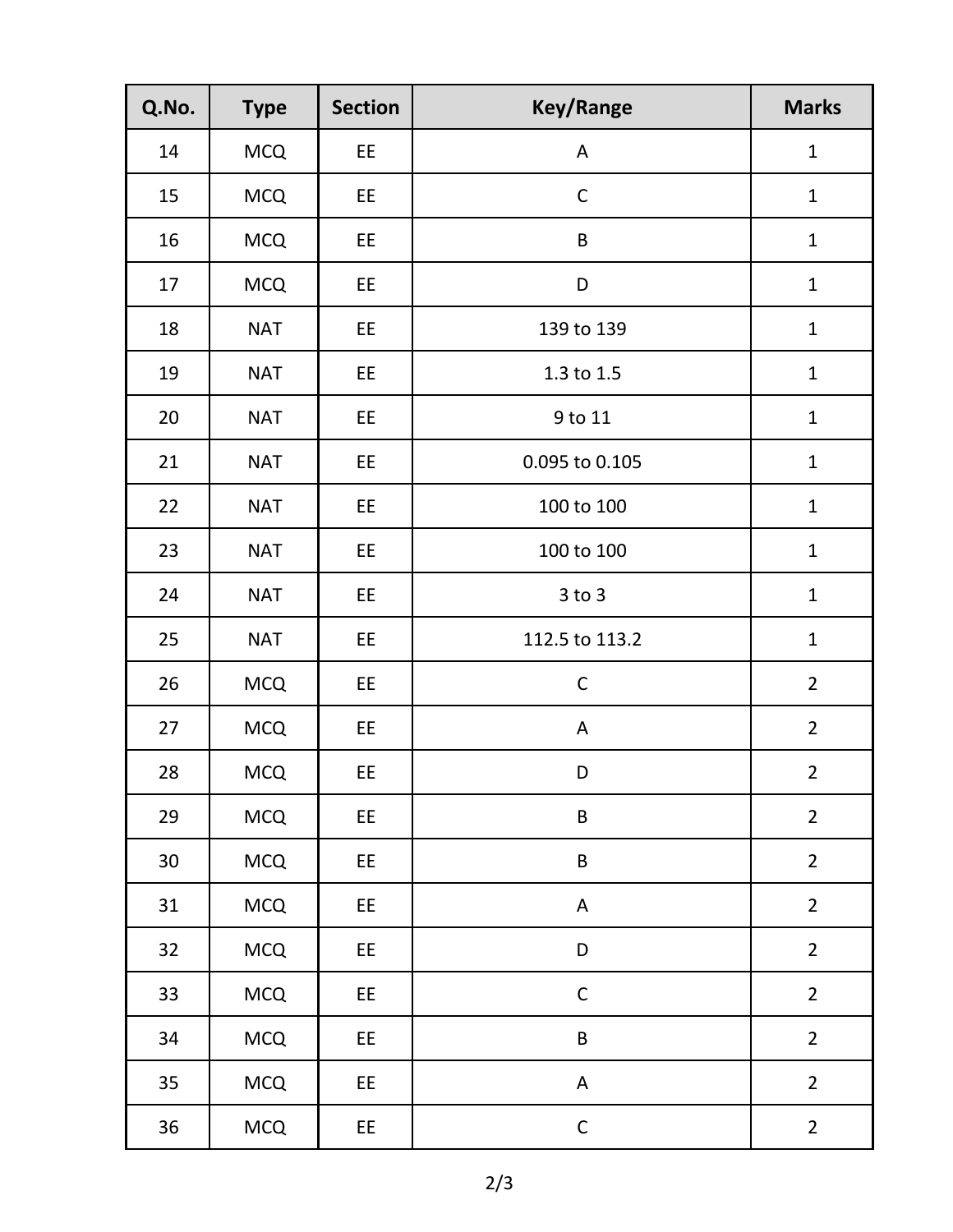| Q.No. | Type | Section | Key/Range | Marks |
| --- | --- | --- | --- | --- |
| 14 | MCQ | EE | A | 1 |
| 15 | MCQ | EE | C | 1 |
| 16 | MCQ | EE | B | 1 |
| 17 | MCQ | EE | D | 1 |
| 18 | NAT | EE | 139 to 139 | 1 |
| 19 | NAT | EE | 1.3 to 1.5 | 1 |
| 20 | NAT | EE | 9 to 11 | 1 |
| 21 | NAT | EE | 0.095 to 0.105 | 1 |
| 22 | NAT | EE | 100 to 100 | 1 |
| 23 | NAT | EE | 100 to 100 | 1 |
| 24 | NAT | EE | 3 to 3 | 1 |
| 25 | NAT | EE | 112.5 to 113.2 | 1 |
| 26 | MCQ | EE | C | 2 |
| 27 | MCQ | EE | A | 2 |
| 28 | MCQ | EE | D | 2 |
| 29 | MCQ | EE | B | 2 |
| 30 | MCQ | EE | B | 2 |
| 31 | MCQ | EE | A | 2 |
| 32 | MCQ | EE | D | 2 |
| 33 | MCQ | EE | C | 2 |
| 34 | MCQ | EE | B | 2 |
| 35 | MCQ | EE | A | 2 |
| 36 | MCQ | EE | C | 2 |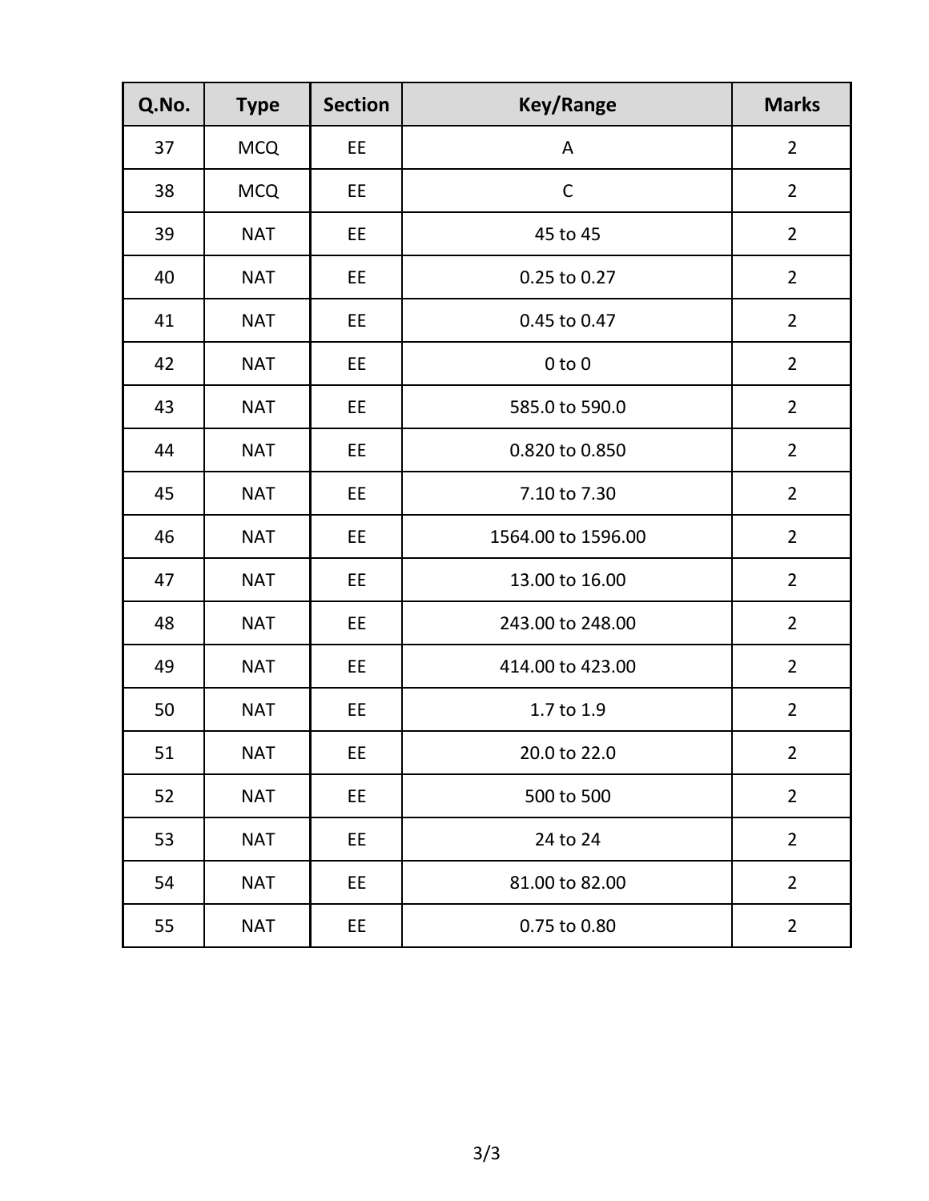| Q.No. | Type | Section | Key/Range | Marks |
| --- | --- | --- | --- | --- |
| 37 | MCQ | EE | A | 2 |
| 38 | MCQ | EE | C | 2 |
| 39 | NAT | EE | 45 to 45 | 2 |
| 40 | NAT | EE | 0.25 to 0.27 | 2 |
| 41 | NAT | EE | 0.45 to 0.47 | 2 |
| 42 | NAT | EE | 0 to 0 | 2 |
| 43 | NAT | EE | 585.0 to 590.0 | 2 |
| 44 | NAT | EE | 0.820 to 0.850 | 2 |
| 45 | NAT | EE | 7.10 to 7.30 | 2 |
| 46 | NAT | EE | 1564.00 to 1596.00 | 2 |
| 47 | NAT | EE | 13.00 to 16.00 | 2 |
| 48 | NAT | EE | 243.00 to 248.00 | 2 |
| 49 | NAT | EE | 414.00 to 423.00 | 2 |
| 50 | NAT | EE | 1.7 to 1.9 | 2 |
| 51 | NAT | EE | 20.0 to 22.0 | 2 |
| 52 | NAT | EE | 500 to 500 | 2 |
| 53 | NAT | EE | 24 to 24 | 2 |
| 54 | NAT | EE | 81.00 to 82.00 | 2 |
| 55 | NAT | EE | 0.75 to 0.80 | 2 |